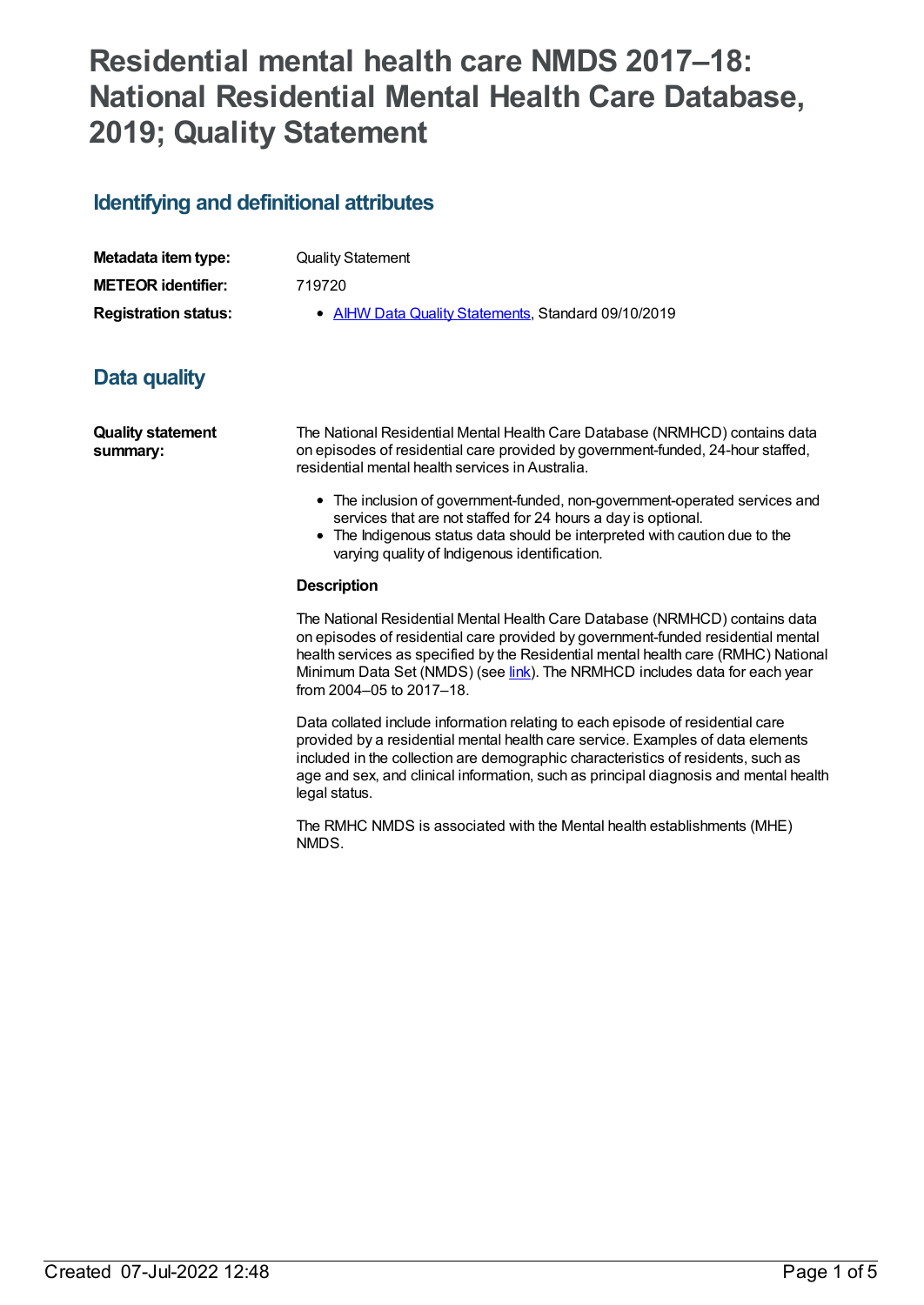# Residential mental health care NMDS 2017–18: National Residential Mental Health Care Database, 2019; Quality Statement

## Identifying and definitional attributes

**Metadata item type:** Quality Statement

**METEOR identifier:** 719720

**Registration status:**
- AIHW Data Quality Statements, Standard 09/10/2019

## Data quality

**Quality statement summary:**

The National Residential Mental Health Care Database (NRMHCD) contains data on episodes of residential care provided by government-funded, 24-hour staffed, residential mental health services in Australia.

- The inclusion of government-funded, non-government-operated services and services that are not staffed for 24 hours a day is optional.
- The Indigenous status data should be interpreted with caution due to the varying quality of Indigenous identification.

**Description**

The National Residential Mental Health Care Database (NRMHCD) contains data on episodes of residential care provided by government-funded residential mental health services as specified by the Residential mental health care (RMHC) National Minimum Data Set (NMDS) (see link). The NRMHCD includes data for each year from 2004–05 to 2017–18.

Data collated include information relating to each episode of residential care provided by a residential mental health care service. Examples of data elements included in the collection are demographic characteristics of residents, such as age and sex, and clinical information, such as principal diagnosis and mental health legal status.

The RMHC NMDS is associated with the Mental health establishments (MHE) NMDS.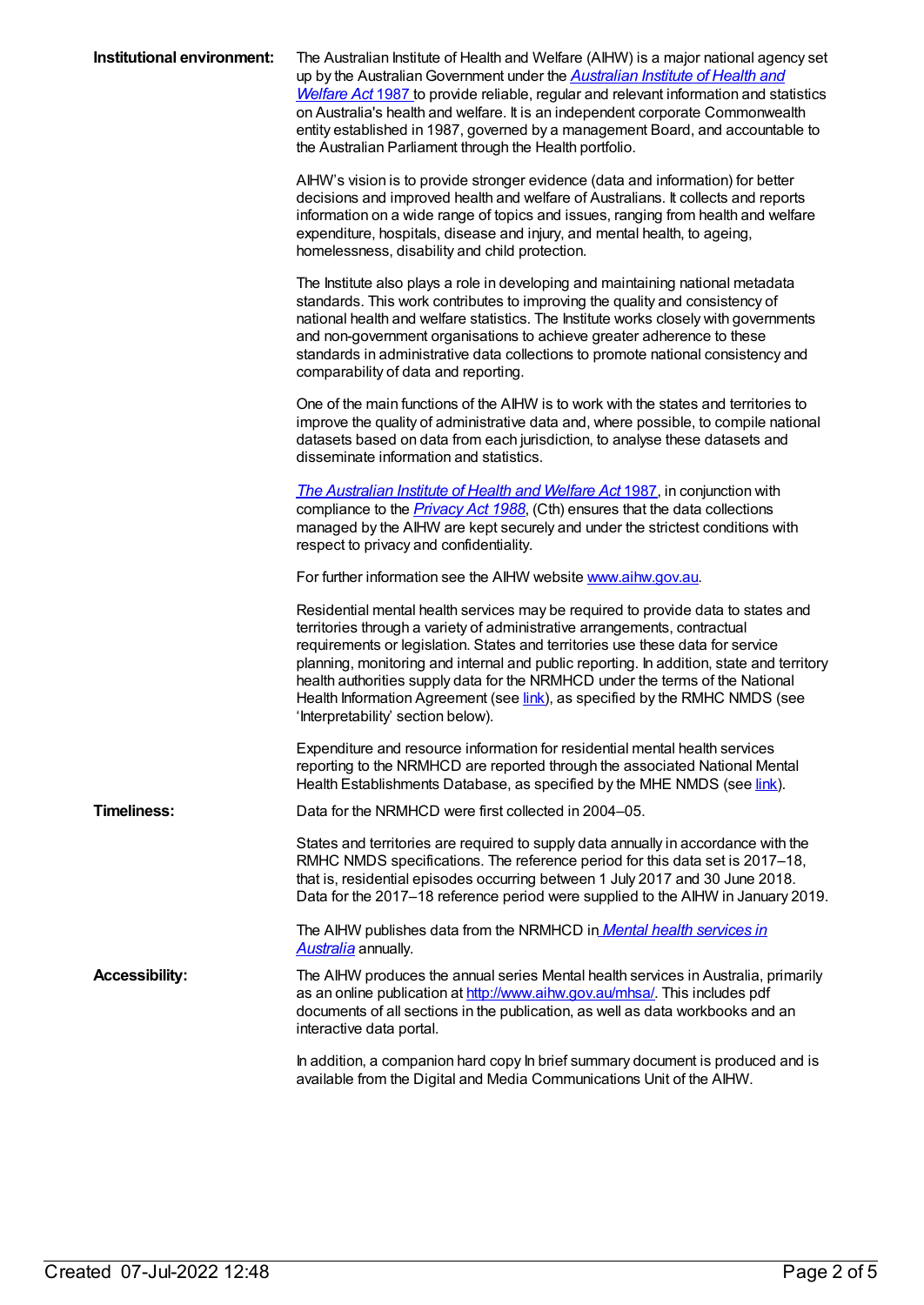**Institutional environment:**

The Australian Institute of Health and Welfare (AIHW) is a major national agency set up by the Australian Government under the *Australian Institute of Health and Welfare Act* 1987 to provide reliable, regular and relevant information and statistics on Australia's health and welfare. It is an independent corporate Commonwealth entity established in 1987, governed by a management Board, and accountable to the Australian Parliament through the Health portfolio.

AIHW's vision is to provide stronger evidence (data and information) for better decisions and improved health and welfare of Australians. It collects and reports information on a wide range of topics and issues, ranging from health and welfare expenditure, hospitals, disease and injury, and mental health, to ageing, homelessness, disability and child protection.

The Institute also plays a role in developing and maintaining national metadata standards. This work contributes to improving the quality and consistency of national health and welfare statistics. The Institute works closely with governments and non-government organisations to achieve greater adherence to these standards in administrative data collections to promote national consistency and comparability of data and reporting.

One of the main functions of the AIHW is to work with the states and territories to improve the quality of administrative data and, where possible, to compile national datasets based on data from each jurisdiction, to analyse these datasets and disseminate information and statistics.

*The Australian Institute of Health and Welfare Act* 1987, in conjunction with compliance to the *Privacy Act 1988*, (Cth) ensures that the data collections managed by the AIHW are kept securely and under the strictest conditions with respect to privacy and confidentiality.

For further information see the AIHW website www.aihw.gov.au.

Residential mental health services may be required to provide data to states and territories through a variety of administrative arrangements, contractual requirements or legislation. States and territories use these data for service planning, monitoring and internal and public reporting. In addition, state and territory health authorities supply data for the NRMHCD under the terms of the National Health Information Agreement (see link), as specified by the RMHC NMDS (see 'Interpretability' section below).

Expenditure and resource information for residential mental health services reporting to the NRMHCD are reported through the associated National Mental Health Establishments Database, as specified by the MHE NMDS (see link).

**Timeliness:**

Data for the NRMHCD were first collected in 2004–05.

States and territories are required to supply data annually in accordance with the RMHC NMDS specifications. The reference period for this data set is 2017–18, that is, residential episodes occurring between 1 July 2017 and 30 June 2018. Data for the 2017–18 reference period were supplied to the AIHW in January 2019.

The AIHW publishes data from the NRMHCD in *Mental health services in Australia* annually.

**Accessibility:**

The AIHW produces the annual series Mental health services in Australia, primarily as an online publication at http://www.aihw.gov.au/mhsa/. This includes pdf documents of all sections in the publication, as well as data workbooks and an interactive data portal.

In addition, a companion hard copy In brief summary document is produced and is available from the Digital and Media Communications Unit of the AIHW.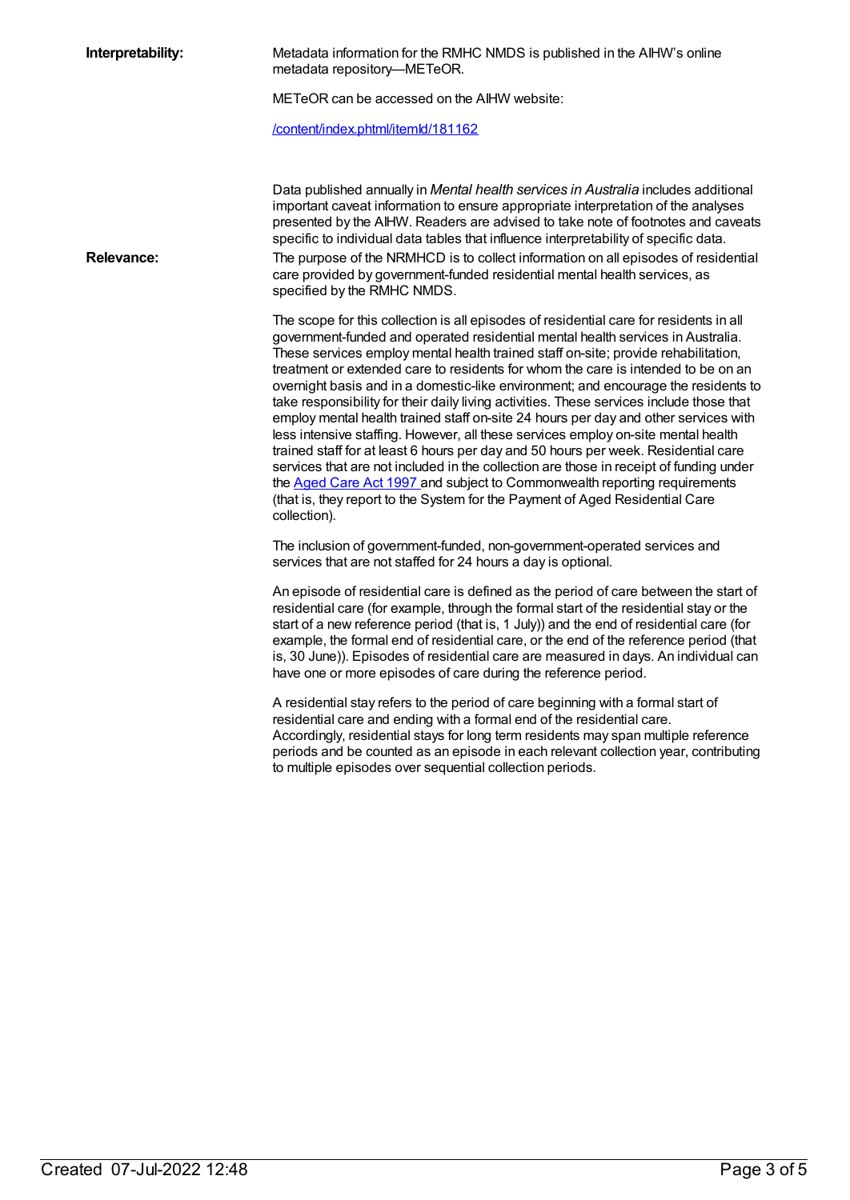**Interpretability:**

Metadata information for the RMHC NMDS is published in the AIHW's online metadata repository—METeOR.

METeOR can be accessed on the AIHW website:

[/content/index.phtml/itemId/181162](/content/index.phtml/itemId/181162)

Data published annually in *Mental health services in Australia* includes additional important caveat information to ensure appropriate interpretation of the analyses presented by the AIHW. Readers are advised to take note of footnotes and caveats specific to individual data tables that influence interpretability of specific data.

**Relevance:**

The purpose of the NRMHCD is to collect information on all episodes of residential care provided by government-funded residential mental health services, as specified by the RMHC NMDS.

The scope for this collection is all episodes of residential care for residents in all government-funded and operated residential mental health services in Australia. These services employ mental health trained staff on-site; provide rehabilitation, treatment or extended care to residents for whom the care is intended to be on an overnight basis and in a domestic-like environment; and encourage the residents to take responsibility for their daily living activities. These services include those that employ mental health trained staff on-site 24 hours per day and other services with less intensive staffing. However, all these services employ on-site mental health trained staff for at least 6 hours per day and 50 hours per week. Residential care services that are not included in the collection are those in receipt of funding under the [Aged Care Act 1997](#) and subject to Commonwealth reporting requirements (that is, they report to the System for the Payment of Aged Residential Care collection).

The inclusion of government-funded, non-government-operated services and services that are not staffed for 24 hours a day is optional.

An episode of residential care is defined as the period of care between the start of residential care (for example, through the formal start of the residential stay or the start of a new reference period (that is, 1 July)) and the end of residential care (for example, the formal end of residential care, or the end of the reference period (that is, 30 June)). Episodes of residential care are measured in days. An individual can have one or more episodes of care during the reference period.

A residential stay refers to the period of care beginning with a formal start of residential care and ending with a formal end of the residential care. Accordingly, residential stays for long term residents may span multiple reference periods and be counted as an episode in each relevant collection year, contributing to multiple episodes over sequential collection periods.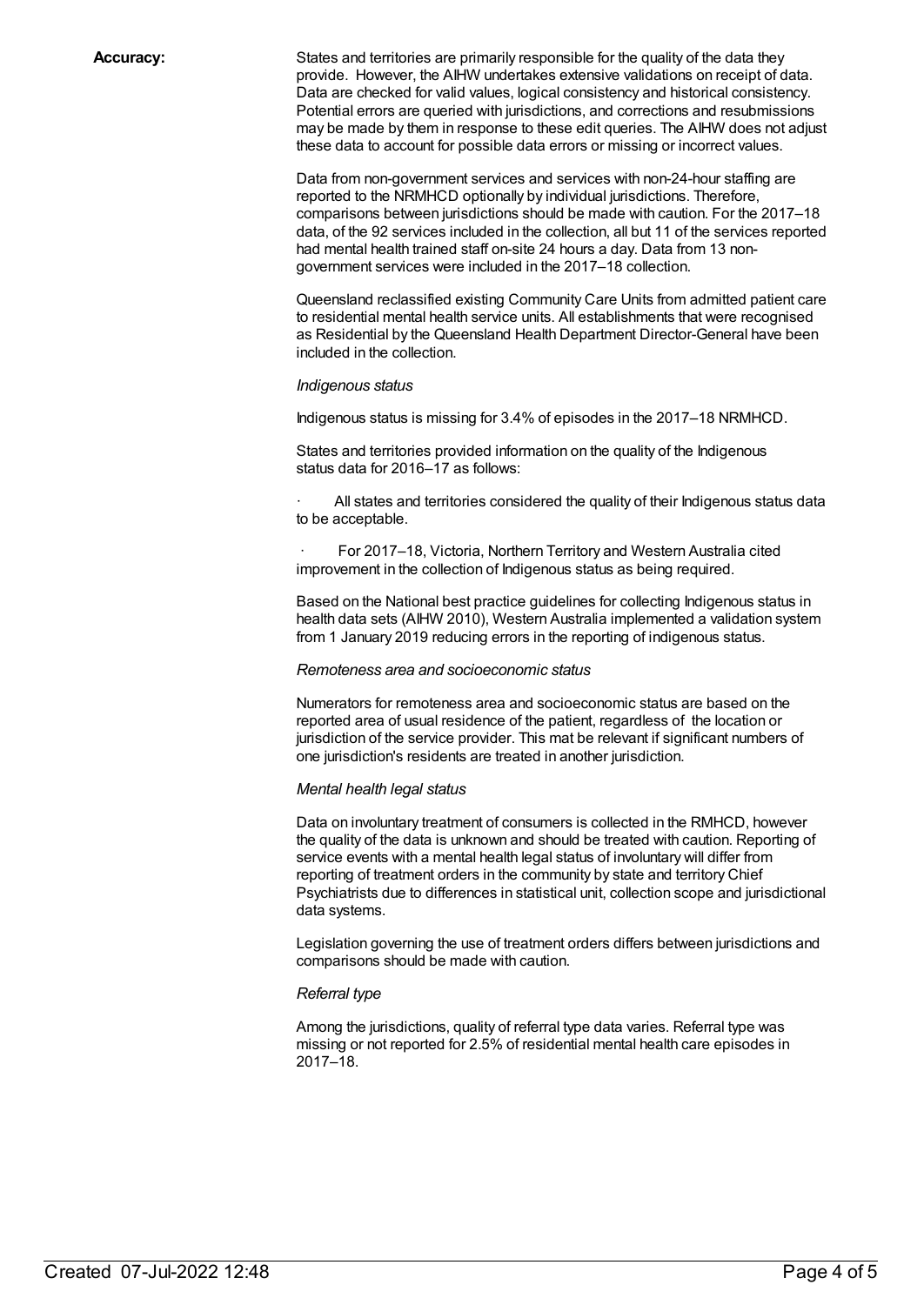**Accuracy:**

States and territories are primarily responsible for the quality of the data they provide. However, the AIHW undertakes extensive validations on receipt of data. Data are checked for valid values, logical consistency and historical consistency. Potential errors are queried with jurisdictions, and corrections and resubmissions may be made by them in response to these edit queries. The AIHW does not adjust these data to account for possible data errors or missing or incorrect values.

Data from non-government services and services with non-24-hour staffing are reported to the NRMHCD optionally by individual jurisdictions. Therefore, comparisons between jurisdictions should be made with caution. For the 2017–18 data, of the 92 services included in the collection, all but 11 of the services reported had mental health trained staff on-site 24 hours a day. Data from 13 non-government services were included in the 2017–18 collection.

Queensland reclassified existing Community Care Units from admitted patient care to residential mental health service units. All establishments that were recognised as Residential by the Queensland Health Department Director-General have been included in the collection.

*Indigenous status*

Indigenous status is missing for 3.4% of episodes in the 2017–18 NRMHCD.

States and territories provided information on the quality of the Indigenous status data for 2016–17 as follows:

· All states and territories considered the quality of their Indigenous status data to be acceptable.

· For 2017–18, Victoria, Northern Territory and Western Australia cited improvement in the collection of Indigenous status as being required.

Based on the National best practice guidelines for collecting Indigenous status in health data sets (AIHW 2010), Western Australia implemented a validation system from 1 January 2019 reducing errors in the reporting of indigenous status.

*Remoteness area and socioeconomic status*

Numerators for remoteness area and socioeconomic status are based on the reported area of usual residence of the patient, regardless of the location or jurisdiction of the service provider. This mat be relevant if significant numbers of one jurisdiction's residents are treated in another jurisdiction.

*Mental health legal status*

Data on involuntary treatment of consumers is collected in the RMHCD, however the quality of the data is unknown and should be treated with caution. Reporting of service events with a mental health legal status of involuntary will differ from reporting of treatment orders in the community by state and territory Chief Psychiatrists due to differences in statistical unit, collection scope and jurisdictional data systems.

Legislation governing the use of treatment orders differs between jurisdictions and comparisons should be made with caution.

*Referral type*

Among the jurisdictions, quality of referral type data varies. Referral type was missing or not reported for 2.5% of residential mental health care episodes in 2017–18.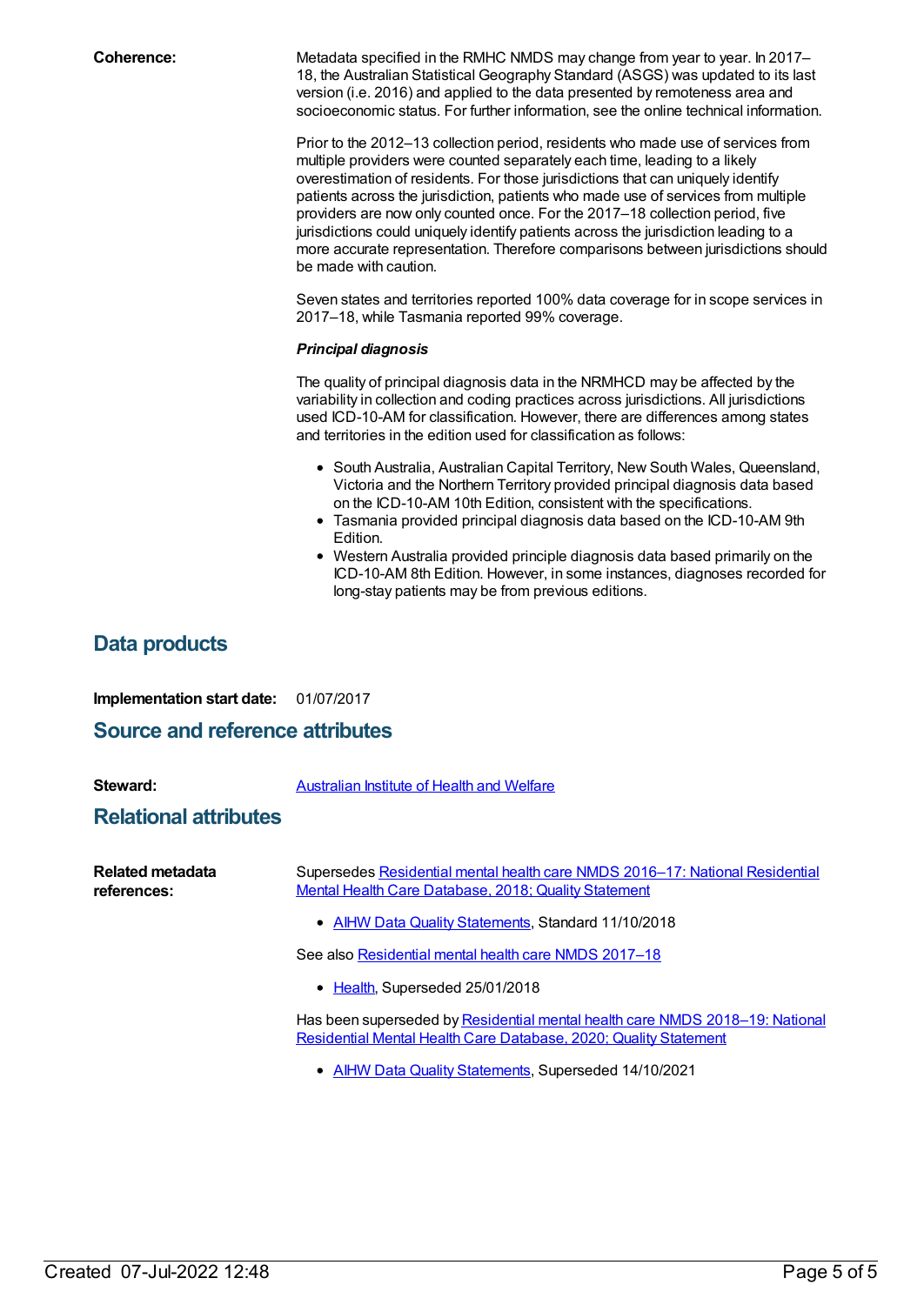**Coherence:**

Metadata specified in the RMHC NMDS may change from year to year. In 2017–18, the Australian Statistical Geography Standard (ASGS) was updated to its last version (i.e. 2016) and applied to the data presented by remoteness area and socioeconomic status. For further information, see the online technical information.

Prior to the 2012–13 collection period, residents who made use of services from multiple providers were counted separately each time, leading to a likely overestimation of residents. For those jurisdictions that can uniquely identify patients across the jurisdiction, patients who made use of services from multiple providers are now only counted once. For the 2017–18 collection period, five jurisdictions could uniquely identify patients across the jurisdiction leading to a more accurate representation. Therefore comparisons between jurisdictions should be made with caution.

Seven states and territories reported 100% data coverage for in scope services in 2017–18, while Tasmania reported 99% coverage.

***Principal diagnosis***

The quality of principal diagnosis data in the NRMHCD may be affected by the variability in collection and coding practices across jurisdictions. All jurisdictions used ICD-10-AM for classification. However, there are differences among states and territories in the edition used for classification as follows:

- South Australia, Australian Capital Territory, New South Wales, Queensland, Victoria and the Northern Territory provided principal diagnosis data based on the ICD-10-AM 10th Edition, consistent with the specifications.
- Tasmania provided principal diagnosis data based on the ICD-10-AM 9th Edition.
- Western Australia provided principle diagnosis data based primarily on the ICD-10-AM 8th Edition. However, in some instances, diagnoses recorded for long-stay patients may be from previous editions.

## Data products

**Implementation start date:** 01/07/2017

## Source and reference attributes

**Steward:** Australian Institute of Health and Welfare

## Relational attributes

**Related metadata references:**

Supersedes Residential mental health care NMDS 2016–17: National Residential Mental Health Care Database, 2018; Quality Statement

- AIHW Data Quality Statements, Standard 11/10/2018

See also Residential mental health care NMDS 2017–18

- Health, Superseded 25/01/2018

Has been superseded by Residential mental health care NMDS 2018–19: National Residential Mental Health Care Database, 2020; Quality Statement

- AIHW Data Quality Statements, Superseded 14/10/2021